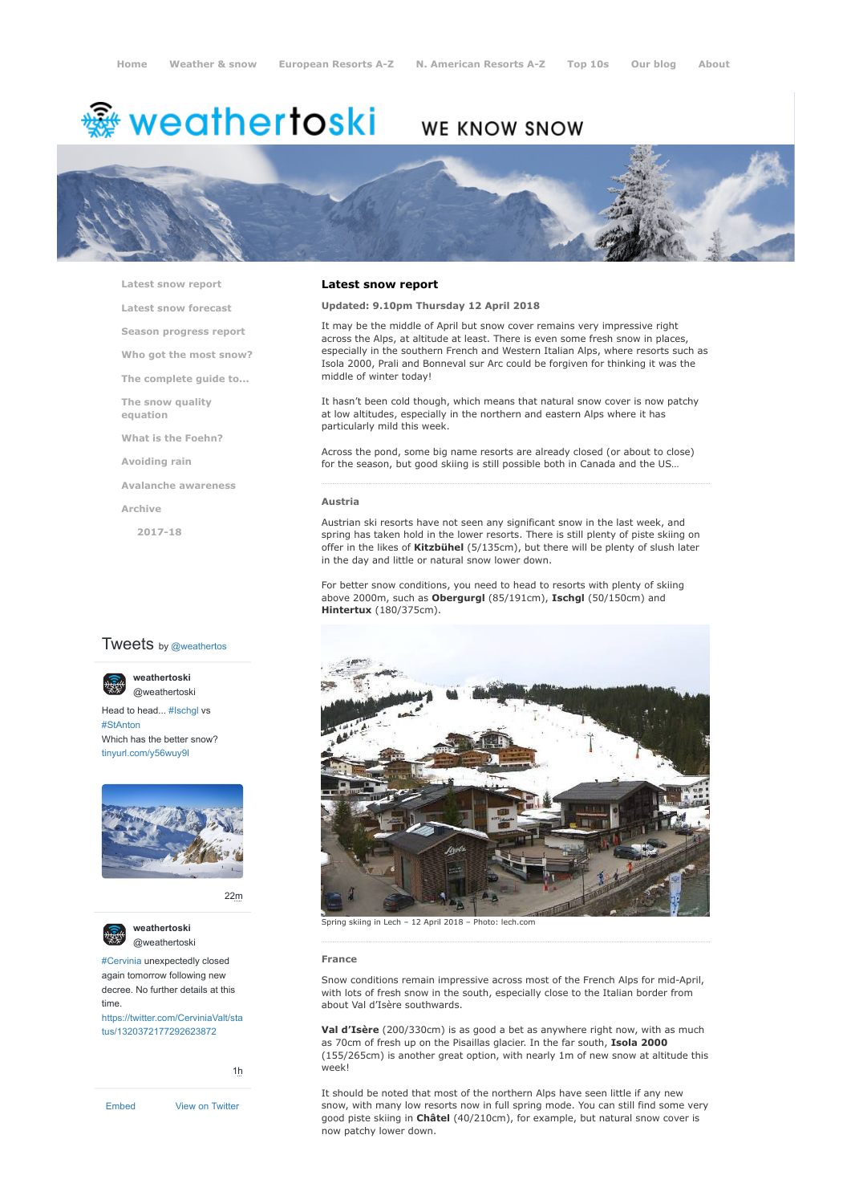Home | Weather & snow | European Resorts A-Z | N. American Resorts A-Z | Top 10s | Our blog | About

# weathertoski

WE KNOW SNOW

- Latest snow report
- Latest snow forecast
- Season progress report
- Who got the most snow?
- The complete guide to...
- The snow quality equation
- What is the Foehn?
- Avoiding rain
- Avalanche awareness
- Archive
  - 2017-18

## Latest snow report

**Updated: 9.10pm Thursday 12 April 2018**

It may be the middle of April but snow cover remains very impressive right across the Alps, at altitude at least. There is even some fresh snow in places, especially in the southern French and Western Italian Alps, where resorts such as Isola 2000, Prali and Bonneval sur Arc could be forgiven for thinking it was the middle of winter today!

It hasn't been cold though, which means that natural snow cover is now patchy at low altitudes, especially in the northern and eastern Alps where it has particularly mild this week.

Across the pond, some big name resorts are already closed (or about to close) for the season, but good skiing is still possible both in Canada and the US…

### Austria

Austrian ski resorts have not seen any significant snow in the last week, and spring has taken hold in the lower resorts. There is still plenty of piste skiing on offer in the likes of **Kitzbühel** (5/135cm), but there will be plenty of slush later in the day and little or natural snow lower down.

For better snow conditions, you need to head to resorts with plenty of skiing above 2000m, such as **Obergurgl** (85/191cm), **Ischgl** (50/150cm) and **Hintertux** (180/375cm).

Spring skiing in Lech – 12 April 2018 – Photo: lech.com

### France

Snow conditions remain impressive across most of the French Alps for mid-April, with lots of fresh snow in the south, especially close to the Italian border from about Val d'Isère southwards.

**Val d'Isère** (200/330cm) is as good a bet as anywhere right now, with as much as 70cm of fresh up on the Pisaillas glacier. In the far south, **Isola 2000** (155/265cm) is another great option, with nearly 1m of new snow at altitude this week!

It should be noted that most of the northern Alps have seen little if any new snow, with many low resorts now in full spring mode. You can still find some very good piste skiing in **Châtel** (40/210cm), for example, but natural snow cover is now patchy lower down.

Tweets by @weathertos

**weathertoski** @weathertoski

Head to head... #Ischgl vs #StAnton
Which has the better snow?
tinyurl.com/y56wuy9l

22m

**weathertoski** @weathertoski

#Cervinia unexpectedly closed again tomorrow following new decree. No further details at this time.
https://twitter.com/CerviniaValt/status/1320372177292623872

1h

Embed | View on Twitter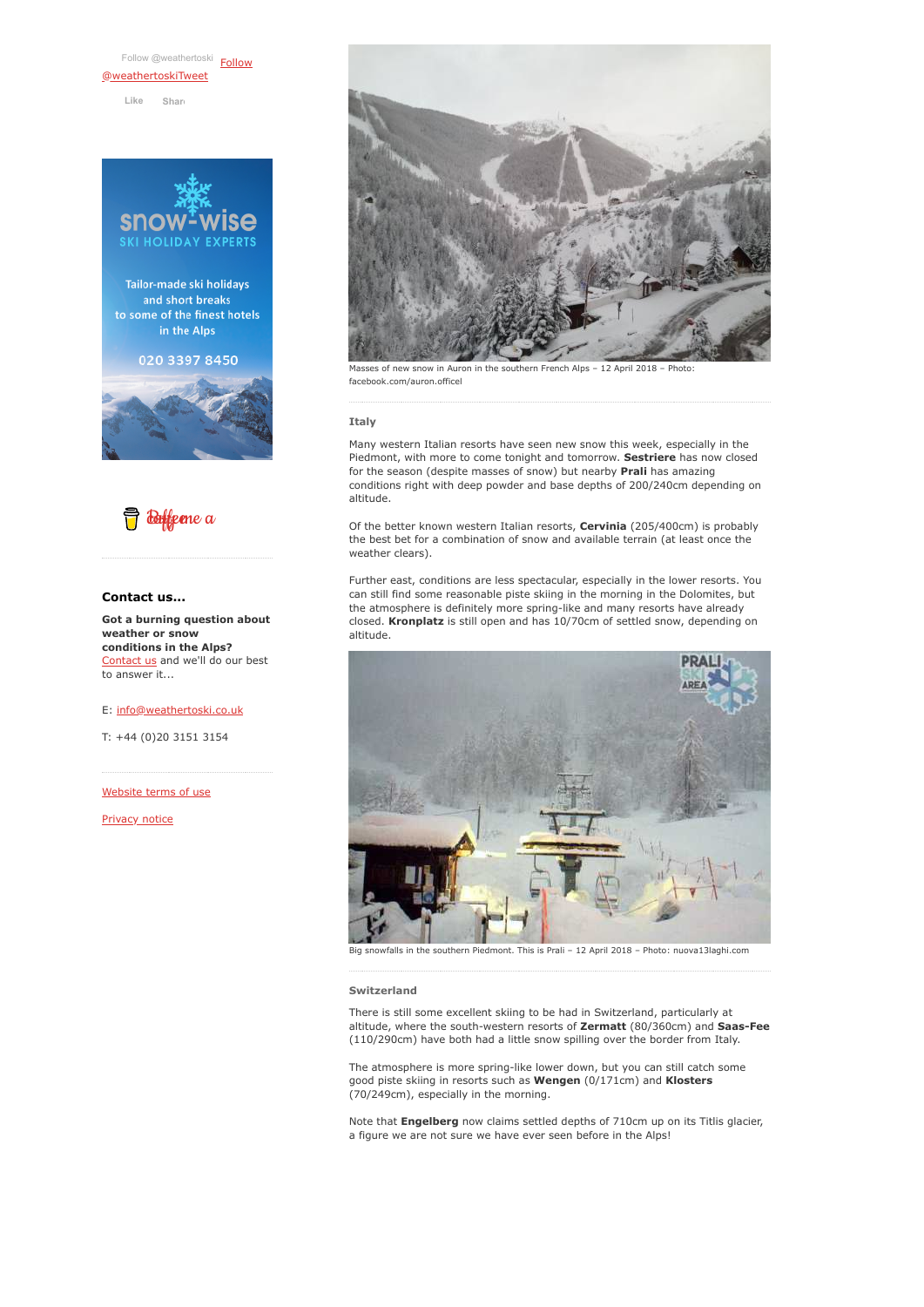Follow @weathertoski Follow @weathertoskiTweet

Like Share

snow-wise SKI HOLIDAY EXPERTS

Tailor-made ski holidays and short breaks to some of the finest hotels in the Alps

020 3397 8450

Buy me a coffee

### Contact us...

**Got a burning question about weather or snow conditions in the Alps?** Contact us and we'll do our best to answer it...

E: info@weathertoski.co.uk

T: +44 (0)20 3151 3154

Website terms of use

Privacy notice

Masses of new snow in Auron in the southern French Alps – 12 April 2018 – Photo: facebook.com/auron.officel

### Italy

Many western Italian resorts have seen new snow this week, especially in the Piedmont, with more to come tonight and tomorrow. **Sestriere** has now closed for the season (despite masses of snow) but nearby **Prali** has amazing conditions right with deep powder and base depths of 200/240cm depending on altitude.

Of the better known western Italian resorts, **Cervinia** (205/400cm) is probably the best bet for a combination of snow and available terrain (at least once the weather clears).

Further east, conditions are less spectacular, especially in the lower resorts. You can still find some reasonable piste skiing in the morning in the Dolomites, but the atmosphere is definitely more spring-like and many resorts have already closed. **Kronplatz** is still open and has 10/70cm of settled snow, depending on altitude.

Big snowfalls in the southern Piedmont. This is Prali – 12 April 2018 – Photo: nuova13laghi.com

### Switzerland

There is still some excellent skiing to be had in Switzerland, particularly at altitude, where the south-western resorts of **Zermatt** (80/360cm) and **Saas-Fee** (110/290cm) have both had a little snow spilling over the border from Italy.

The atmosphere is more spring-like lower down, but you can still catch some good piste skiing in resorts such as **Wengen** (0/171cm) and **Klosters** (70/249cm), especially in the morning.

Note that **Engelberg** now claims settled depths of 710cm up on its Titlis glacier, a figure we are not sure we have ever seen before in the Alps!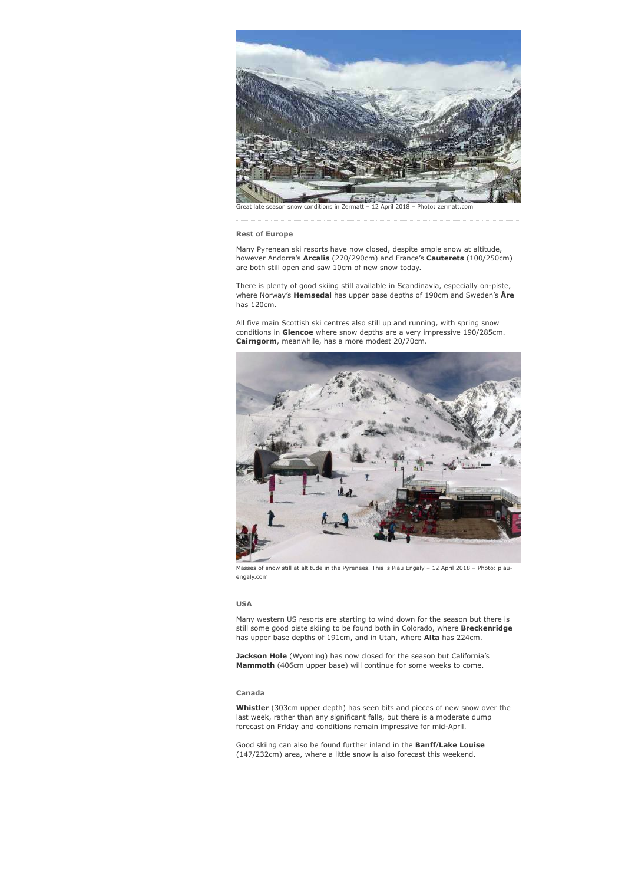Great late season snow conditions in Zermatt – 12 April 2018 – Photo: zermatt.com

### Rest of Europe

Many Pyrenean ski resorts have now closed, despite ample snow at altitude, however Andorra's **Arcalis** (270/290cm) and France's **Cauterets** (100/250cm) are both still open and saw 10cm of new snow today.

There is plenty of good skiing still available in Scandinavia, especially on-piste, where Norway's **Hemsedal** has upper base depths of 190cm and Sweden's **Åre** has 120cm.

All five main Scottish ski centres also still up and running, with spring snow conditions in **Glencoe** where snow depths are a very impressive 190/285cm. **Cairngorm**, meanwhile, has a more modest 20/70cm.

Masses of snow still at altitude in the Pyrenees. This is Piau Engaly – 12 April 2018 – Photo: piau-engaly.com

### USA

Many western US resorts are starting to wind down for the season but there is still some good piste skiing to be found both in Colorado, where **Breckenridge** has upper base depths of 191cm, and in Utah, where **Alta** has 224cm.

**Jackson Hole** (Wyoming) has now closed for the season but California's **Mammoth** (406cm upper base) will continue for some weeks to come.

### Canada

**Whistler** (303cm upper depth) has seen bits and pieces of new snow over the last week, rather than any significant falls, but there is a moderate dump forecast on Friday and conditions remain impressive for mid-April.

Good skiing can also be found further inland in the **Banff**/**Lake Louise** (147/232cm) area, where a little snow is also forecast this weekend.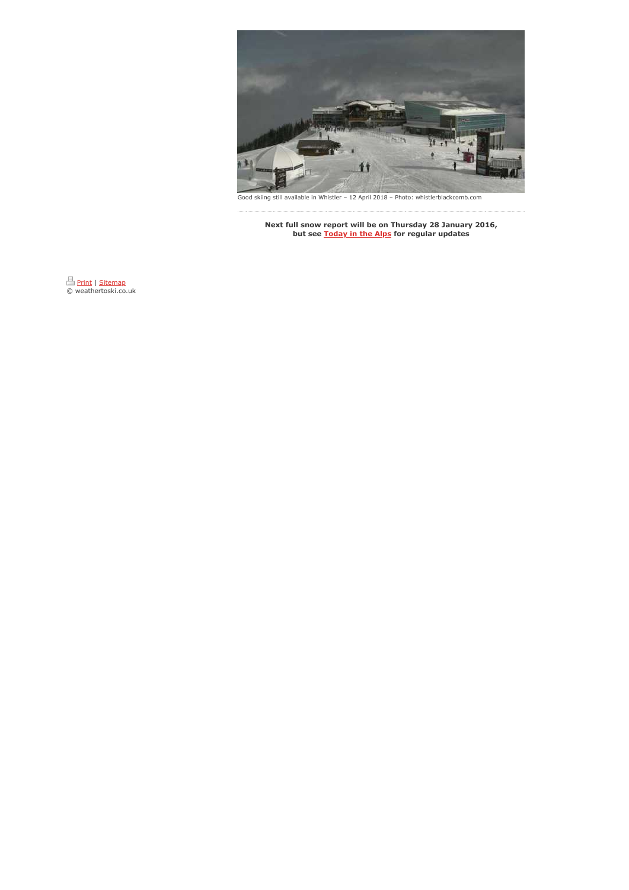Good skiing still available in Whistler – 12 April 2018 – Photo: whistlerblackcomb.com

**Next full snow report will be on Thursday 28 January 2016, but see Today in the Alps for regular updates**

Print | Sitemap
© weathertoski.co.uk